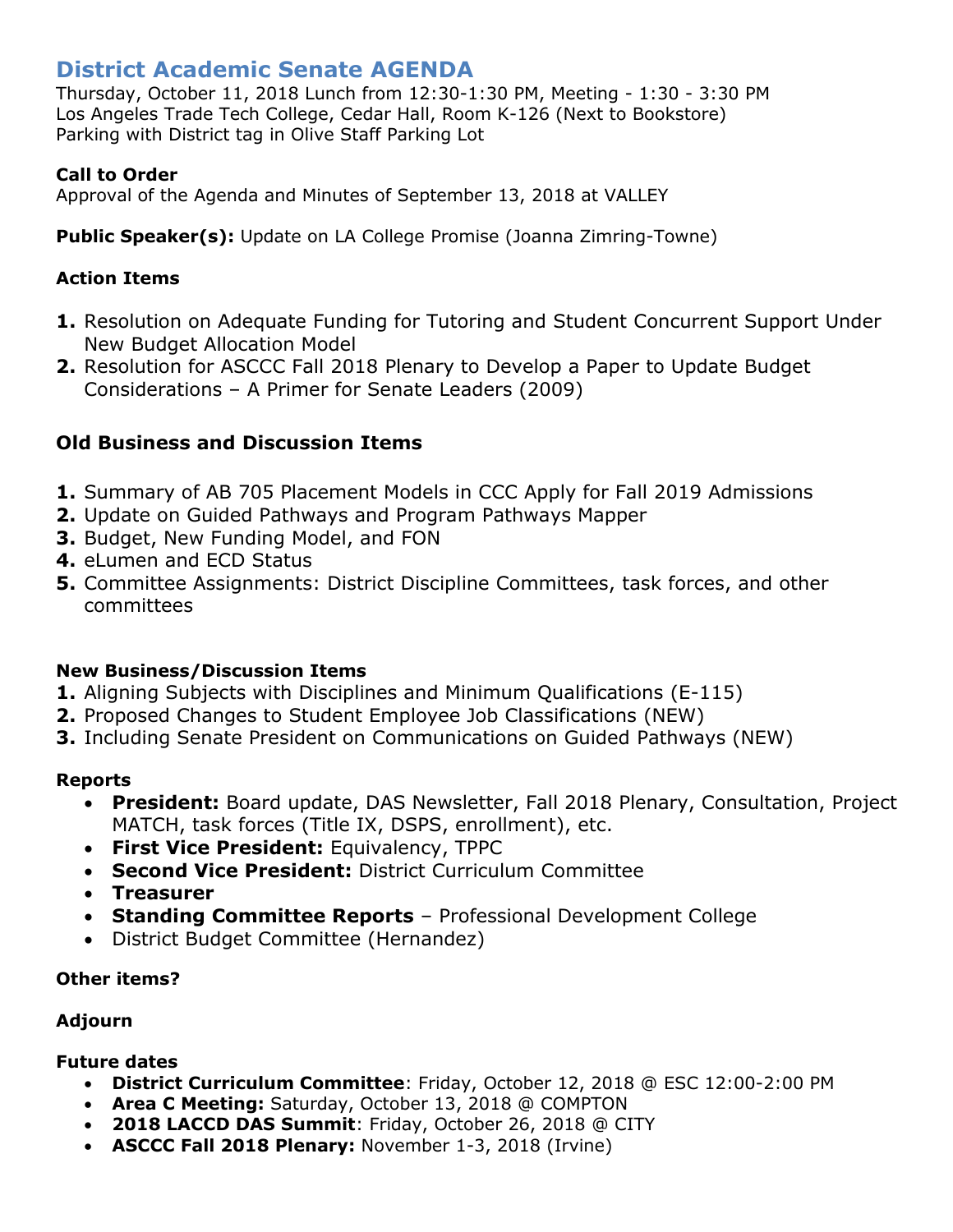# District Academic Senate AGENDA

Thursday, October 11, 2018 Lunch from 12:30-1:30 PM, Meeting - 1:30 - 3:30 PM
Los Angeles Trade Tech College, Cedar Hall, Room K-126 (Next to Bookstore)
Parking with District tag in Olive Staff Parking Lot

**Call to Order**
Approval of the Agenda and Minutes of September 13, 2018 at VALLEY

**Public Speaker(s):** Update on LA College Promise (Joanna Zimring-Towne)

**Action Items**

1. Resolution on Adequate Funding for Tutoring and Student Concurrent Support Under New Budget Allocation Model
2. Resolution for ASCCC Fall 2018 Plenary to Develop a Paper to Update Budget Considerations – A Primer for Senate Leaders (2009)

## Old Business and Discussion Items

1. Summary of AB 705 Placement Models in CCC Apply for Fall 2019 Admissions
2. Update on Guided Pathways and Program Pathways Mapper
3. Budget, New Funding Model, and FON
4. eLumen and ECD Status
5. Committee Assignments: District Discipline Committees, task forces, and other committees

**New Business/Discussion Items**

1. Aligning Subjects with Disciplines and Minimum Qualifications (E-115)
2. Proposed Changes to Student Employee Job Classifications (NEW)
3. Including Senate President on Communications on Guided Pathways (NEW)

**Reports**

- **President:** Board update, DAS Newsletter, Fall 2018 Plenary, Consultation, Project MATCH, task forces (Title IX, DSPS, enrollment), etc.
- **First Vice President:** Equivalency, TPPC
- **Second Vice President:** District Curriculum Committee
- **Treasurer**
- **Standing Committee Reports** – Professional Development College
- District Budget Committee (Hernandez)

**Other items?**

**Adjourn**

**Future dates**

- **District Curriculum Committee**: Friday, October 12, 2018 @ ESC 12:00-2:00 PM
- **Area C Meeting:** Saturday, October 13, 2018 @ COMPTON
- **2018 LACCD DAS Summit**: Friday, October 26, 2018 @ CITY
- **ASCCC Fall 2018 Plenary:** November 1-3, 2018 (Irvine)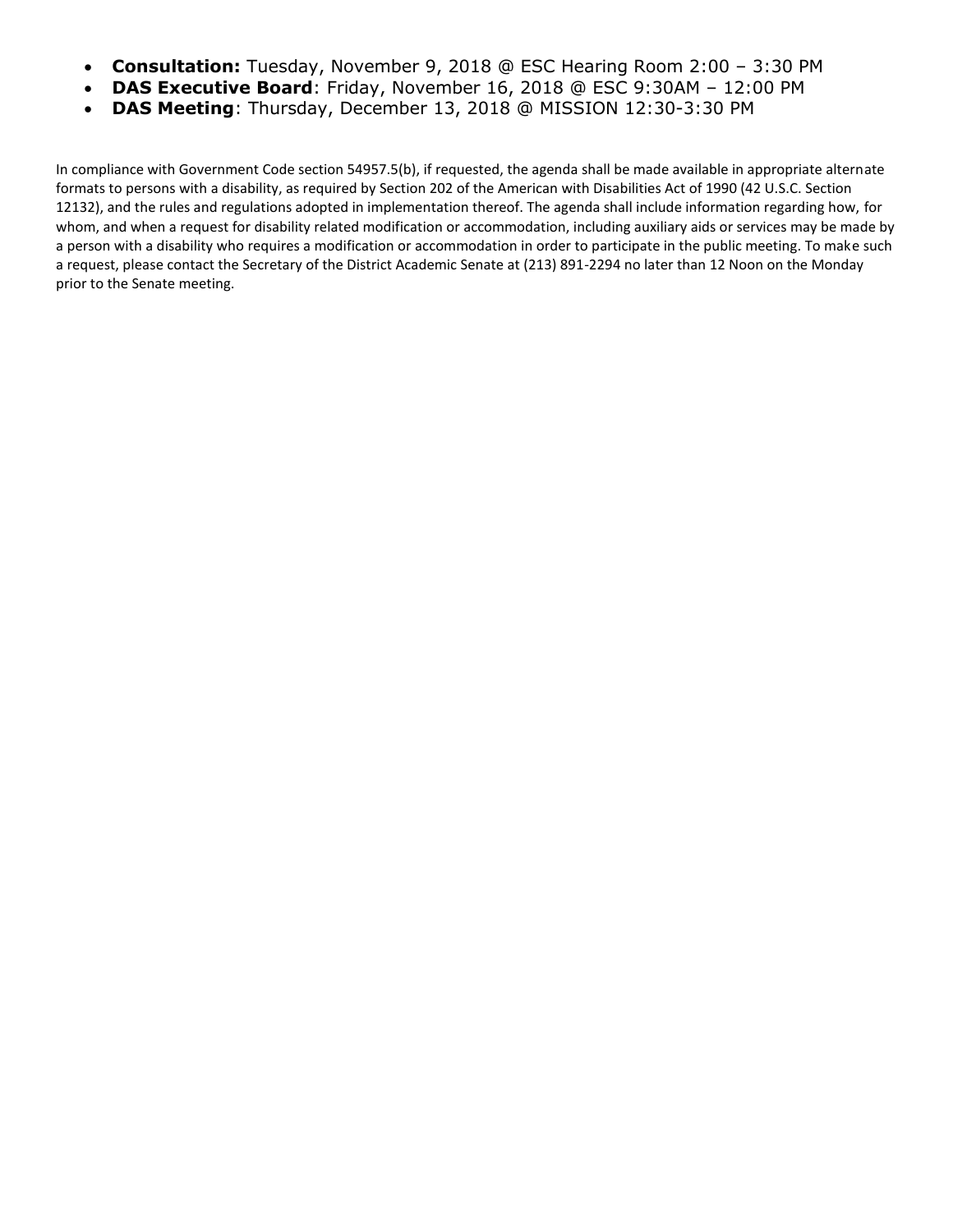- **Consultation:** Tuesday, November 9, 2018 @ ESC Hearing Room 2:00 – 3:30 PM
- **DAS Executive Board**: Friday, November 16, 2018 @ ESC 9:30AM – 12:00 PM
- **DAS Meeting**: Thursday, December 13, 2018 @ MISSION 12:30-3:30 PM

In compliance with Government Code section 54957.5(b), if requested, the agenda shall be made available in appropriate alternate formats to persons with a disability, as required by Section 202 of the American with Disabilities Act of 1990 (42 U.S.C. Section 12132), and the rules and regulations adopted in implementation thereof. The agenda shall include information regarding how, for whom, and when a request for disability related modification or accommodation, including auxiliary aids or services may be made by a person with a disability who requires a modification or accommodation in order to participate in the public meeting. To make such a request, please contact the Secretary of the District Academic Senate at (213) 891-2294 no later than 12 Noon on the Monday prior to the Senate meeting.